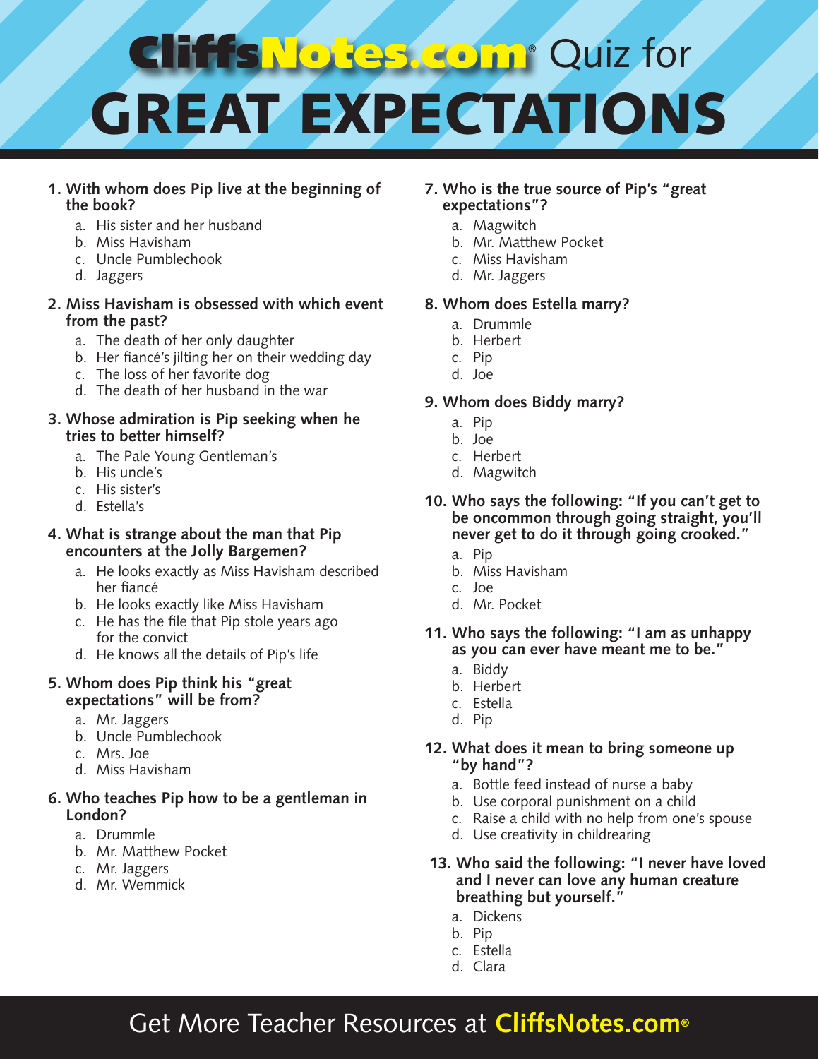# CliffsNotes.com® Quiz for GREAT EXPECTATIONS

**1. With whom does Pip live at the beginning of the book?**

a. His sister and her husband
b. Miss Havisham
c. Uncle Pumblechook
d. Jaggers

**2. Miss Havisham is obsessed with which event from the past?**

a. The death of her only daughter
b. Her fiancé's jilting her on their wedding day
c. The loss of her favorite dog
d. The death of her husband in the war

**3. Whose admiration is Pip seeking when he tries to better himself?**

a. The Pale Young Gentleman's
b. His uncle's
c. His sister's
d. Estella's

**4. What is strange about the man that Pip encounters at the Jolly Bargemen?**

a. He looks exactly as Miss Havisham described her fiancé
b. He looks exactly like Miss Havisham
c. He has the file that Pip stole years ago for the convict
d. He knows all the details of Pip's life

**5. Whom does Pip think his "great expectations" will be from?**

a. Mr. Jaggers
b. Uncle Pumblechook
c. Mrs. Joe
d. Miss Havisham

**6. Who teaches Pip how to be a gentleman in London?**

a. Drummle
b. Mr. Matthew Pocket
c. Mr. Jaggers
d. Mr. Wemmick

**7. Who is the true source of Pip's "great expectations"?**

a. Magwitch
b. Mr. Matthew Pocket
c. Miss Havisham
d. Mr. Jaggers

**8. Whom does Estella marry?**

a. Drummle
b. Herbert
c. Pip
d. Joe

**9. Whom does Biddy marry?**

a. Pip
b. Joe
c. Herbert
d. Magwitch

**10. Who says the following: "If you can't get to be oncommon through going straight, you'll never get to do it through going crooked."**

a. Pip
b. Miss Havisham
c. Joe
d. Mr. Pocket

**11. Who says the following: "I am as unhappy as you can ever have meant me to be."**

a. Biddy
b. Herbert
c. Estella
d. Pip

**12. What does it mean to bring someone up "by hand"?**

a. Bottle feed instead of nurse a baby
b. Use corporal punishment on a child
c. Raise a child with no help from one's spouse
d. Use creativity in childrearing

**13. Who said the following: "I never have loved and I never can love any human creature breathing but yourself."**

a. Dickens
b. Pip
c. Estella
d. Clara

Get More Teacher Resources at CliffsNotes.com®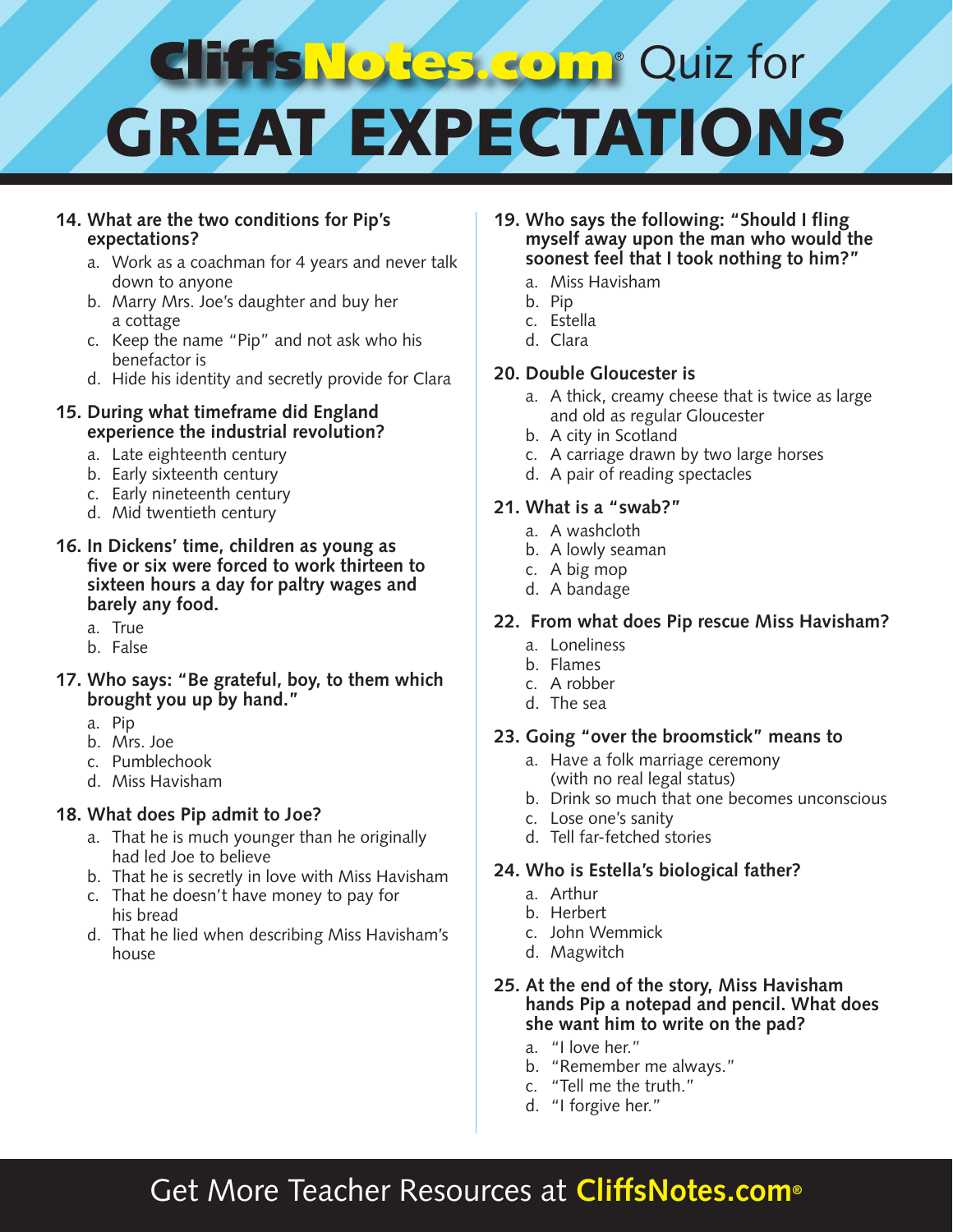# CliffsNotes.com® Quiz for GREAT EXPECTATIONS

**14. What are the two conditions for Pip's expectations?**

a. Work as a coachman for 4 years and never talk down to anyone
b. Marry Mrs. Joe's daughter and buy her a cottage
c. Keep the name "Pip" and not ask who his benefactor is
d. Hide his identity and secretly provide for Clara

**15. During what timeframe did England experience the industrial revolution?**

a. Late eighteenth century
b. Early sixteenth century
c. Early nineteenth century
d. Mid twentieth century

**16. In Dickens' time, children as young as five or six were forced to work thirteen to sixteen hours a day for paltry wages and barely any food.**

a. True
b. False

**17. Who says: "Be grateful, boy, to them which brought you up by hand."**

a. Pip
b. Mrs. Joe
c. Pumblechook
d. Miss Havisham

**18. What does Pip admit to Joe?**

a. That he is much younger than he originally had led Joe to believe
b. That he is secretly in love with Miss Havisham
c. That he doesn't have money to pay for his bread
d. That he lied when describing Miss Havisham's house

**19. Who says the following: "Should I fling myself away upon the man who would the soonest feel that I took nothing to him?"**

a. Miss Havisham
b. Pip
c. Estella
d. Clara

**20. Double Gloucester is**

a. A thick, creamy cheese that is twice as large and old as regular Gloucester
b. A city in Scotland
c. A carriage drawn by two large horses
d. A pair of reading spectacles

**21. What is a "swab?"**

a. A washcloth
b. A lowly seaman
c. A big mop
d. A bandage

**22. From what does Pip rescue Miss Havisham?**

a. Loneliness
b. Flames
c. A robber
d. The sea

**23. Going "over the broomstick" means to**

a. Have a folk marriage ceremony (with no real legal status)
b. Drink so much that one becomes unconscious
c. Lose one's sanity
d. Tell far-fetched stories

**24. Who is Estella's biological father?**

a. Arthur
b. Herbert
c. John Wemmick
d. Magwitch

**25. At the end of the story, Miss Havisham hands Pip a notepad and pencil. What does she want him to write on the pad?**

a. "I love her."
b. "Remember me always."
c. "Tell me the truth."
d. "I forgive her."

Get More Teacher Resources at CliffsNotes.com®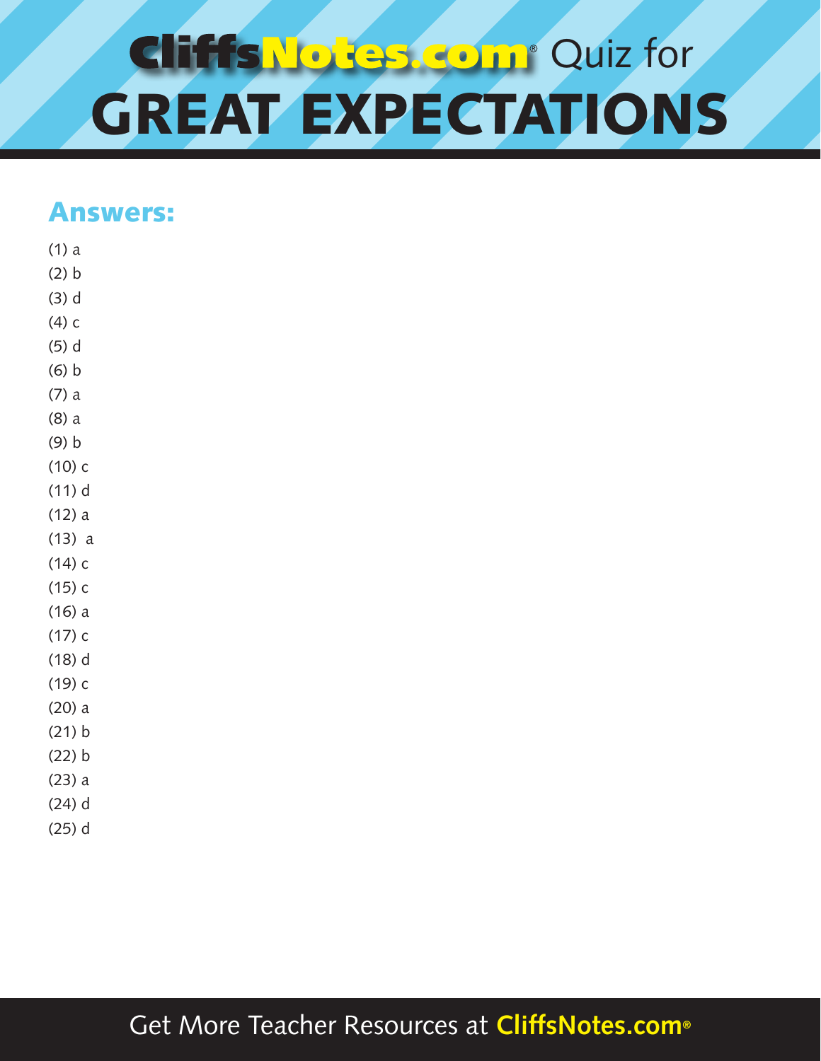# CliffsNotes.com® Quiz for GREAT EXPECTATIONS

## Answers:

(1) a
(2) b
(3) d
(4) c
(5) d
(6) b
(7) a
(8) a
(9) b
(10) c
(11) d
(12) a
(13) a
(14) c
(15) c
(16) a
(17) c
(18) d
(19) c
(20) a
(21) b
(22) b
(23) a
(24) d
(25) d

Get More Teacher Resources at **CliffsNotes.com**®